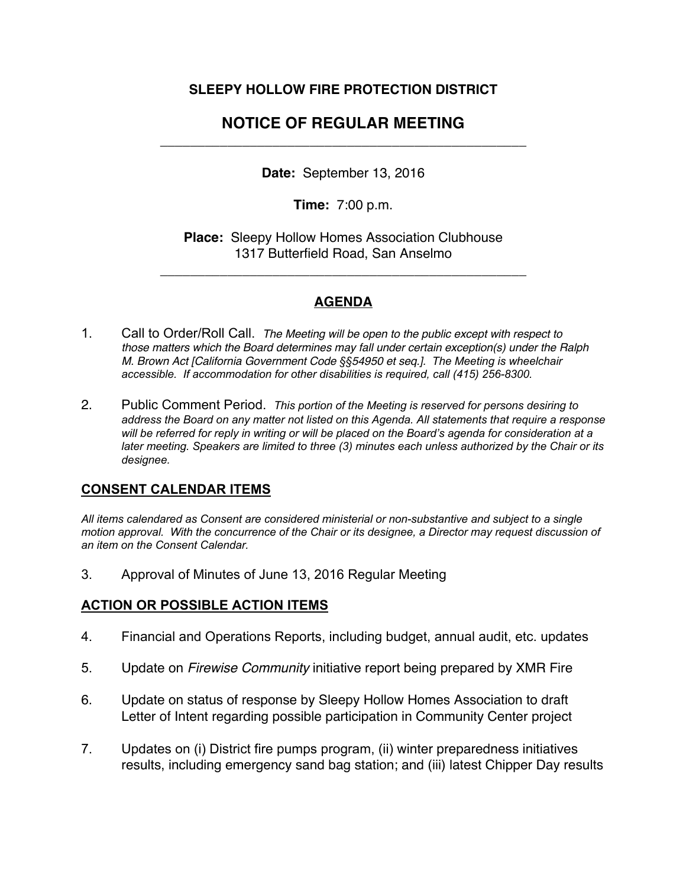**SLEEPY HOLLOW FIRE PROTECTION DISTRICT**

# NOTICE OF REGULAR MEETING

---

**Date:** September 13, 2016

**Time:** 7:00 p.m.

**Place:** Sleepy Hollow Homes Association Clubhouse
1317 Butterfield Road, San Anselmo

---

## AGENDA

1. Call to Order/Roll Call. *The Meeting will be open to the public except with respect to those matters which the Board determines may fall under certain exception(s) under the Ralph M. Brown Act [California Government Code §§54950 et seq.]. The Meeting is wheelchair accessible. If accommodation for other disabilities is required, call (415) 256-8300.*

2. Public Comment Period. *This portion of the Meeting is reserved for persons desiring to address the Board on any matter not listed on this Agenda. All statements that require a response will be referred for reply in writing or will be placed on the Board's agenda for consideration at a later meeting. Speakers are limited to three (3) minutes each unless authorized by the Chair or its designee.*

### CONSENT CALENDAR ITEMS

*All items calendared as Consent are considered ministerial or non-substantive and subject to a single motion approval. With the concurrence of the Chair or its designee, a Director may request discussion of an item on the Consent Calendar.*

3. Approval of Minutes of June 13, 2016 Regular Meeting

### ACTION OR POSSIBLE ACTION ITEMS

4. Financial and Operations Reports, including budget, annual audit, etc. updates

5. Update on *Firewise Community* initiative report being prepared by XMR Fire

6. Update on status of response by Sleepy Hollow Homes Association to draft Letter of Intent regarding possible participation in Community Center project

7. Updates on (i) District fire pumps program, (ii) winter preparedness initiatives results, including emergency sand bag station; and (iii) latest Chipper Day results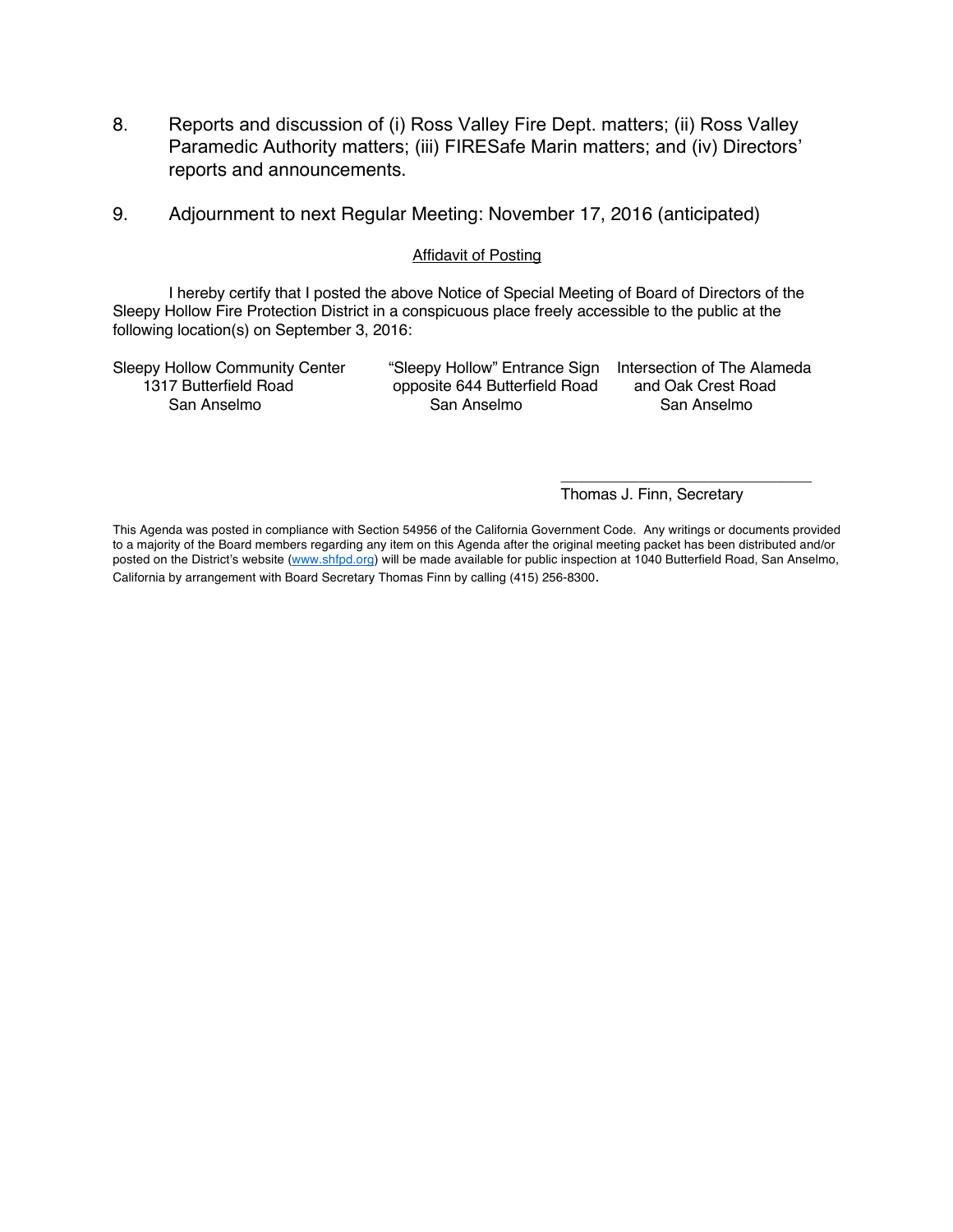8. Reports and discussion of (i) Ross Valley Fire Dept. matters; (ii) Ross Valley Paramedic Authority matters; (iii) FIRESafe Marin matters; and (iv) Directors' reports and announcements.

9. Adjournment to next Regular Meeting: November 17, 2016 (anticipated)

<u>Affidavit of Posting</u>

I hereby certify that I posted the above Notice of Special Meeting of Board of Directors of the Sleepy Hollow Fire Protection District in a conspicuous place freely accessible to the public at the following location(s) on September 3, 2016:

| | | |
|---|---|---|
| Sleepy Hollow Community Center<br>1317 Butterfield Road<br>San Anselmo | "Sleepy Hollow" Entrance Sign<br>opposite 644 Butterfield Road<br>San Anselmo | Intersection of The Alameda<br>and Oak Crest Road<br>San Anselmo |

\_\_\_\_\_\_\_\_\_\_\_\_\_\_\_\_\_\_\_\_\_\_\_\_\_\_\_\_\_\_

Thomas J. Finn, Secretary

This Agenda was posted in compliance with Section 54956 of the California Government Code. Any writings or documents provided to a majority of the Board members regarding any item on this Agenda after the original meeting packet has been distributed and/or posted on the District's website (www.shfpd.org) will be made available for public inspection at 1040 Butterfield Road, San Anselmo, California by arrangement with Board Secretary Thomas Finn by calling (415) 256-8300.